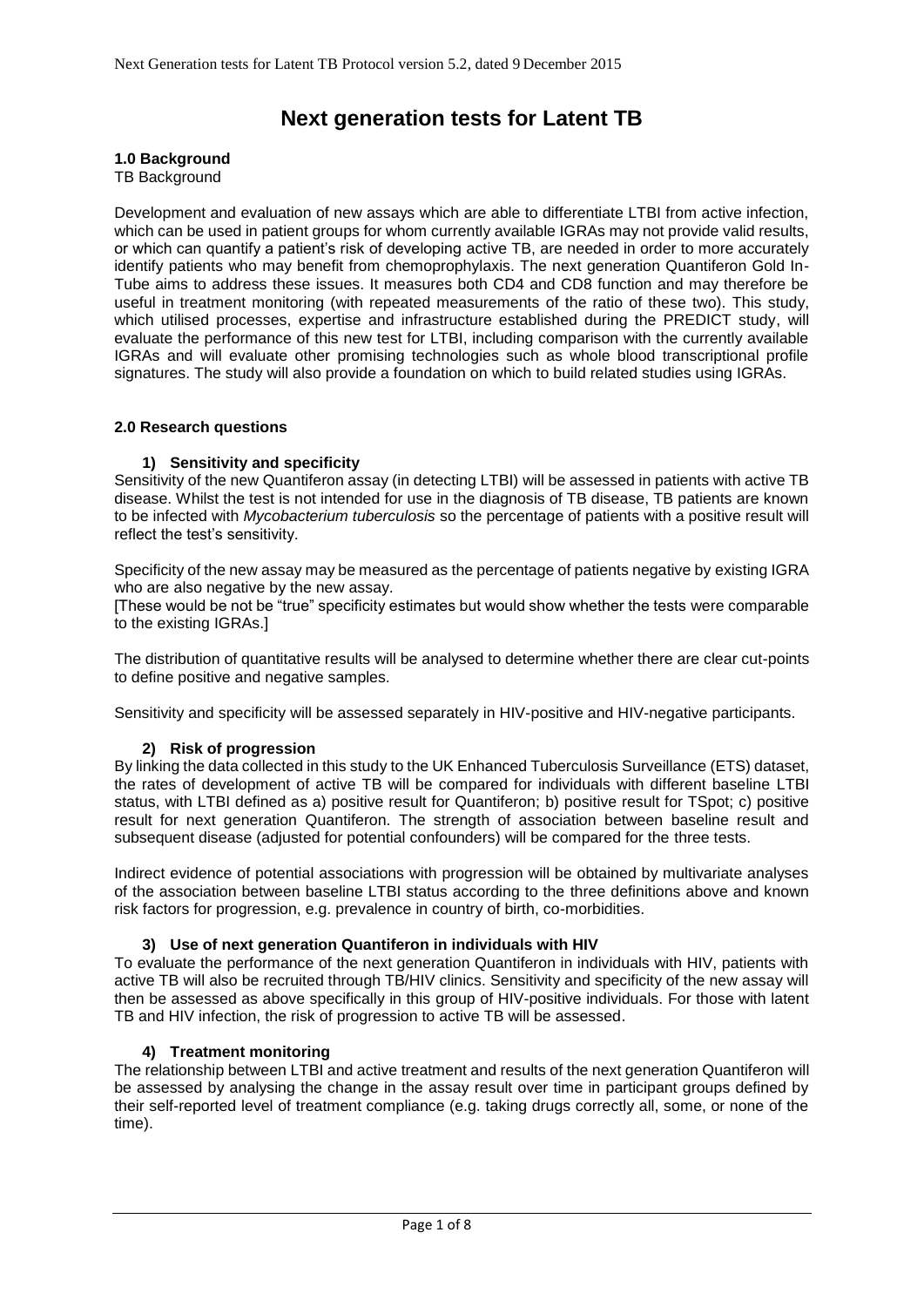# Next generation tests for Latent TB

## 1.0 Background

TB Background

Development and evaluation of new assays which are able to differentiate LTBI from active infection, which can be used in patient groups for whom currently available IGRAs may not provide valid results, or which can quantify a patient's risk of developing active TB, are needed in order to more accurately identify patients who may benefit from chemoprophylaxis. The next generation Quantiferon Gold In-Tube aims to address these issues. It measures both CD4 and CD8 function and may therefore be useful in treatment monitoring (with repeated measurements of the ratio of these two). This study, which utilised processes, expertise and infrastructure established during the PREDICT study, will evaluate the performance of this new test for LTBI, including comparison with the currently available IGRAs and will evaluate other promising technologies such as whole blood transcriptional profile signatures. The study will also provide a foundation on which to build related studies using IGRAs.

## 2.0 Research questions

### 1) Sensitivity and specificity

Sensitivity of the new Quantiferon assay (in detecting LTBI) will be assessed in patients with active TB disease. Whilst the test is not intended for use in the diagnosis of TB disease, TB patients are known to be infected with *Mycobacterium tuberculosis* so the percentage of patients with a positive result will reflect the test's sensitivity.

Specificity of the new assay may be measured as the percentage of patients negative by existing IGRA who are also negative by the new assay.
[These would be not be "true" specificity estimates but would show whether the tests were comparable to the existing IGRAs.]

The distribution of quantitative results will be analysed to determine whether there are clear cut-points to define positive and negative samples.

Sensitivity and specificity will be assessed separately in HIV-positive and HIV-negative participants.

### 2) Risk of progression

By linking the data collected in this study to the UK Enhanced Tuberculosis Surveillance (ETS) dataset, the rates of development of active TB will be compared for individuals with different baseline LTBI status, with LTBI defined as a) positive result for Quantiferon; b) positive result for TSpot; c) positive result for next generation Quantiferon. The strength of association between baseline result and subsequent disease (adjusted for potential confounders) will be compared for the three tests.

Indirect evidence of potential associations with progression will be obtained by multivariate analyses of the association between baseline LTBI status according to the three definitions above and known risk factors for progression, e.g. prevalence in country of birth, co-morbidities.

### 3) Use of next generation Quantiferon in individuals with HIV

To evaluate the performance of the next generation Quantiferon in individuals with HIV, patients with active TB will also be recruited through TB/HIV clinics. Sensitivity and specificity of the new assay will then be assessed as above specifically in this group of HIV-positive individuals. For those with latent TB and HIV infection, the risk of progression to active TB will be assessed.

### 4) Treatment monitoring

The relationship between LTBI and active treatment and results of the next generation Quantiferon will be assessed by analysing the change in the assay result over time in participant groups defined by their self-reported level of treatment compliance (e.g. taking drugs correctly all, some, or none of the time).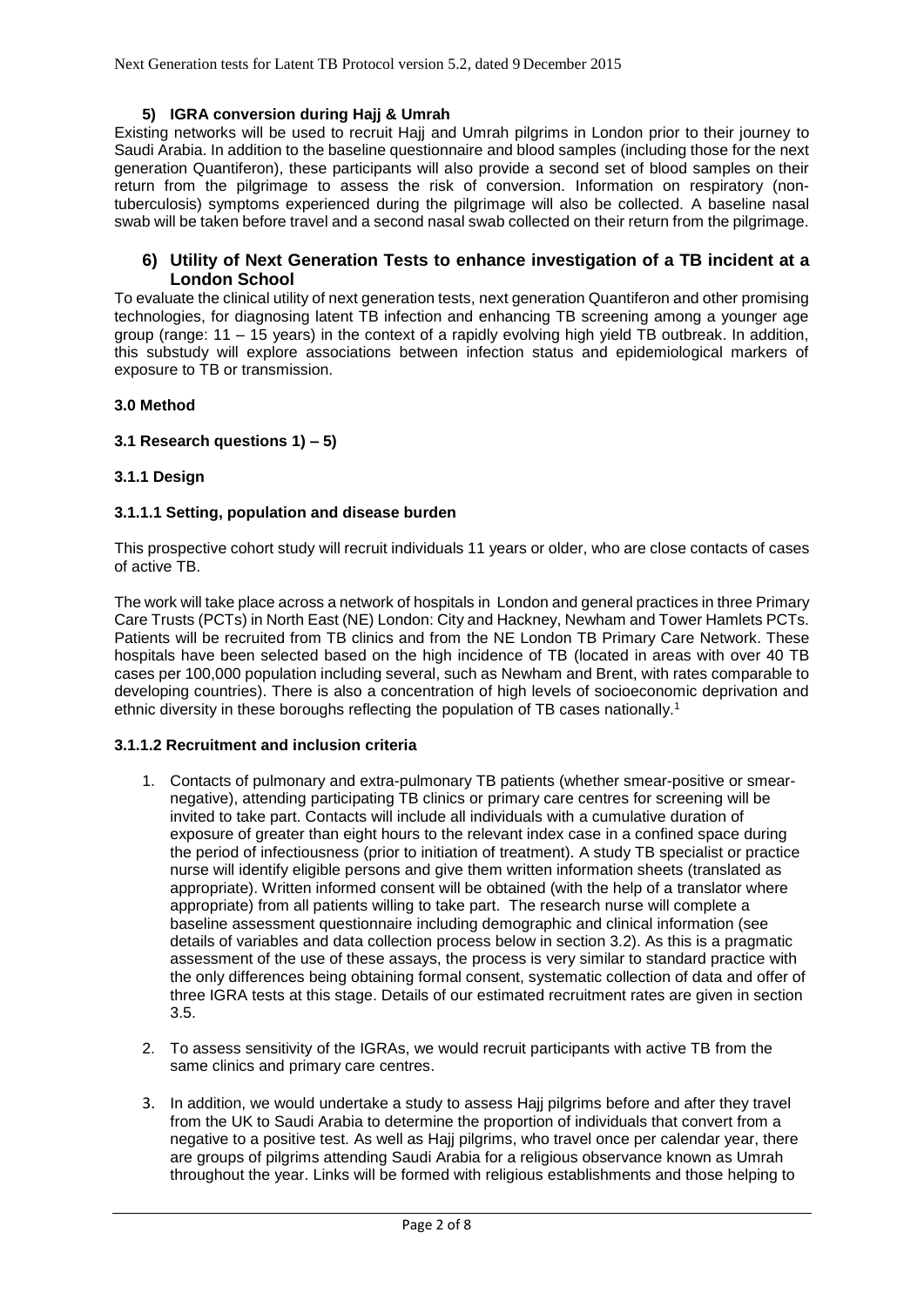#### 5) IGRA conversion during Hajj & Umrah

Existing networks will be used to recruit Hajj and Umrah pilgrims in London prior to their journey to Saudi Arabia. In addition to the baseline questionnaire and blood samples (including those for the next generation Quantiferon), these participants will also provide a second set of blood samples on their return from the pilgrimage to assess the risk of conversion. Information on respiratory (non-tuberculosis) symptoms experienced during the pilgrimage will also be collected. A baseline nasal swab will be taken before travel and a second nasal swab collected on their return from the pilgrimage.

#### 6) Utility of Next Generation Tests to enhance investigation of a TB incident at a London School

To evaluate the clinical utility of next generation tests, next generation Quantiferon and other promising technologies, for diagnosing latent TB infection and enhancing TB screening among a younger age group (range: 11 – 15 years) in the context of a rapidly evolving high yield TB outbreak. In addition, this substudy will explore associations between infection status and epidemiological markers of exposure to TB or transmission.

## 3.0 Method

### 3.1 Research questions 1) – 5)

#### 3.1.1 Design

##### 3.1.1.1 Setting, population and disease burden

This prospective cohort study will recruit individuals 11 years or older, who are close contacts of cases of active TB.

The work will take place across a network of hospitals in London and general practices in three Primary Care Trusts (PCTs) in North East (NE) London: City and Hackney, Newham and Tower Hamlets PCTs. Patients will be recruited from TB clinics and from the NE London TB Primary Care Network. These hospitals have been selected based on the high incidence of TB (located in areas with over 40 TB cases per 100,000 population including several, such as Newham and Brent, with rates comparable to developing countries). There is also a concentration of high levels of socioeconomic deprivation and ethnic diversity in these boroughs reflecting the population of TB cases nationally.[1]

##### 3.1.1.2 Recruitment and inclusion criteria

1. Contacts of pulmonary and extra-pulmonary TB patients (whether smear-positive or smear-negative), attending participating TB clinics or primary care centres for screening will be invited to take part. Contacts will include all individuals with a cumulative duration of exposure of greater than eight hours to the relevant index case in a confined space during the period of infectiousness (prior to initiation of treatment). A study TB specialist or practice nurse will identify eligible persons and give them written information sheets (translated as appropriate). Written informed consent will be obtained (with the help of a translator where appropriate) from all patients willing to take part. The research nurse will complete a baseline assessment questionnaire including demographic and clinical information (see details of variables and data collection process below in section 3.2). As this is a pragmatic assessment of the use of these assays, the process is very similar to standard practice with the only differences being obtaining formal consent, systematic collection of data and offer of three IGRA tests at this stage. Details of our estimated recruitment rates are given in section 3.5.

2. To assess sensitivity of the IGRAs, we would recruit participants with active TB from the same clinics and primary care centres.

3. In addition, we would undertake a study to assess Hajj pilgrims before and after they travel from the UK to Saudi Arabia to determine the proportion of individuals that convert from a negative to a positive test. As well as Hajj pilgrims, who travel once per calendar year, there are groups of pilgrims attending Saudi Arabia for a religious observance known as Umrah throughout the year. Links will be formed with religious establishments and those helping to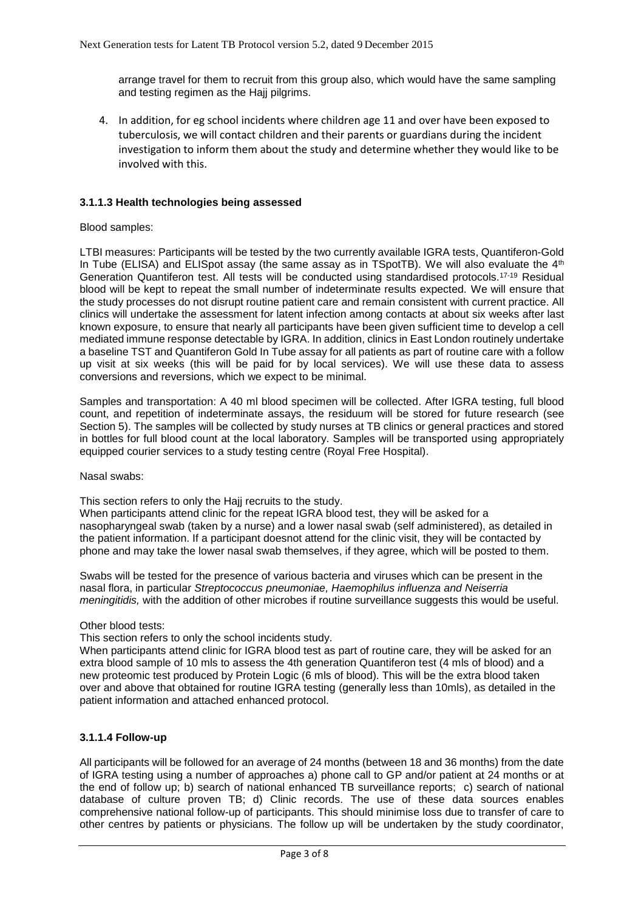arrange travel for them to recruit from this group also, which would have the same sampling and testing regimen as the Hajj pilgrims.

4. In addition, for eg school incidents where children age 11 and over have been exposed to tuberculosis, we will contact children and their parents or guardians during the incident investigation to inform them about the study and determine whether they would like to be involved with this.

### 3.1.1.3 Health technologies being assessed

Blood samples:

LTBI measures: Participants will be tested by the two currently available IGRA tests, Quantiferon-Gold In Tube (ELISA) and ELISpot assay (the same assay as in TSpotTB). We will also evaluate the 4th Generation Quantiferon test. All tests will be conducted using standardised protocols.[17-19] Residual blood will be kept to repeat the small number of indeterminate results expected. We will ensure that the study processes do not disrupt routine patient care and remain consistent with current practice. All clinics will undertake the assessment for latent infection among contacts at about six weeks after last known exposure, to ensure that nearly all participants have been given sufficient time to develop a cell mediated immune response detectable by IGRA. In addition, clinics in East London routinely undertake a baseline TST and Quantiferon Gold In Tube assay for all patients as part of routine care with a follow up visit at six weeks (this will be paid for by local services). We will use these data to assess conversions and reversions, which we expect to be minimal.

Samples and transportation: A 40 ml blood specimen will be collected. After IGRA testing, full blood count, and repetition of indeterminate assays, the residuum will be stored for future research (see Section 5). The samples will be collected by study nurses at TB clinics or general practices and stored in bottles for full blood count at the local laboratory. Samples will be transported using appropriately equipped courier services to a study testing centre (Royal Free Hospital).

Nasal swabs:

This section refers to only the Hajj recruits to the study.
When participants attend clinic for the repeat IGRA blood test, they will be asked for a nasopharyngeal swab (taken by a nurse) and a lower nasal swab (self administered), as detailed in the patient information. If a participant doesnot attend for the clinic visit, they will be contacted by phone and may take the lower nasal swab themselves, if they agree, which will be posted to them.

Swabs will be tested for the presence of various bacteria and viruses which can be present in the nasal flora, in particular *Streptococcus pneumoniae, Haemophilus influenza and Neiserria meningitidis,* with the addition of other microbes if routine surveillance suggests this would be useful.

Other blood tests:
This section refers to only the school incidents study.
When participants attend clinic for IGRA blood test as part of routine care, they will be asked for an extra blood sample of 10 mls to assess the 4th generation Quantiferon test (4 mls of blood) and a new proteomic test produced by Protein Logic (6 mls of blood). This will be the extra blood taken over and above that obtained for routine IGRA testing (generally less than 10mls), as detailed in the patient information and attached enhanced protocol.

### 3.1.1.4 Follow-up

All participants will be followed for an average of 24 months (between 18 and 36 months) from the date of IGRA testing using a number of approaches a) phone call to GP and/or patient at 24 months or at the end of follow up; b) search of national enhanced TB surveillance reports; c) search of national database of culture proven TB; d) Clinic records. The use of these data sources enables comprehensive national follow-up of participants. This should minimise loss due to transfer of care to other centres by patients or physicians. The follow up will be undertaken by the study coordinator,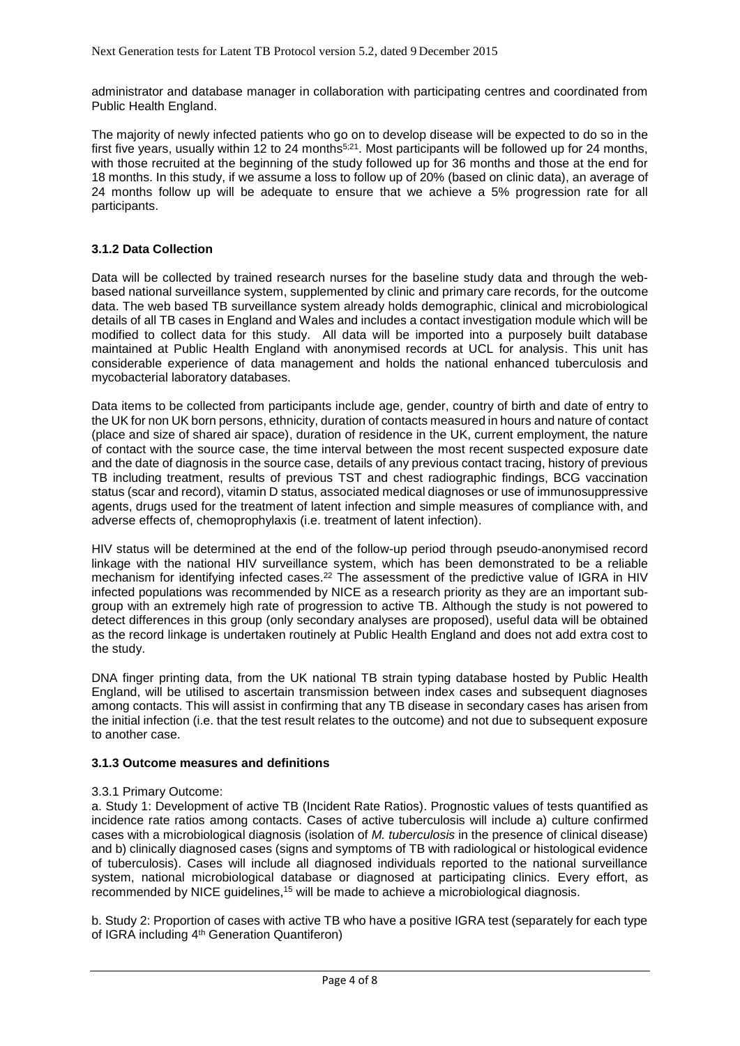administrator and database manager in collaboration with participating centres and coordinated from Public Health England.

The majority of newly infected patients who go on to develop disease will be expected to do so in the first five years, usually within 12 to 24 months[5;21]. Most participants will be followed up for 24 months, with those recruited at the beginning of the study followed up for 36 months and those at the end for 18 months. In this study, if we assume a loss to follow up of 20% (based on clinic data), an average of 24 months follow up will be adequate to ensure that we achieve a 5% progression rate for all participants.

### 3.1.2 Data Collection

Data will be collected by trained research nurses for the baseline study data and through the web-based national surveillance system, supplemented by clinic and primary care records, for the outcome data. The web based TB surveillance system already holds demographic, clinical and microbiological details of all TB cases in England and Wales and includes a contact investigation module which will be modified to collect data for this study. All data will be imported into a purposely built database maintained at Public Health England with anonymised records at UCL for analysis. This unit has considerable experience of data management and holds the national enhanced tuberculosis and mycobacterial laboratory databases.

Data items to be collected from participants include age, gender, country of birth and date of entry to the UK for non UK born persons, ethnicity, duration of contacts measured in hours and nature of contact (place and size of shared air space), duration of residence in the UK, current employment, the nature of contact with the source case, the time interval between the most recent suspected exposure date and the date of diagnosis in the source case, details of any previous contact tracing, history of previous TB including treatment, results of previous TST and chest radiographic findings, BCG vaccination status (scar and record), vitamin D status, associated medical diagnoses or use of immunosuppressive agents, drugs used for the treatment of latent infection and simple measures of compliance with, and adverse effects of, chemoprophylaxis (i.e. treatment of latent infection).

HIV status will be determined at the end of the follow-up period through pseudo-anonymised record linkage with the national HIV surveillance system, which has been demonstrated to be a reliable mechanism for identifying infected cases.[22] The assessment of the predictive value of IGRA in HIV infected populations was recommended by NICE as a research priority as they are an important sub-group with an extremely high rate of progression to active TB. Although the study is not powered to detect differences in this group (only secondary analyses are proposed), useful data will be obtained as the record linkage is undertaken routinely at Public Health England and does not add extra cost to the study.

DNA finger printing data, from the UK national TB strain typing database hosted by Public Health England, will be utilised to ascertain transmission between index cases and subsequent diagnoses among contacts. This will assist in confirming that any TB disease in secondary cases has arisen from the initial infection (i.e. that the test result relates to the outcome) and not due to subsequent exposure to another case.

### 3.1.3 Outcome measures and definitions

3.3.1 Primary Outcome:

a. Study 1: Development of active TB (Incident Rate Ratios). Prognostic values of tests quantified as incidence rate ratios among contacts. Cases of active tuberculosis will include a) culture confirmed cases with a microbiological diagnosis (isolation of *M. tuberculosis* in the presence of clinical disease) and b) clinically diagnosed cases (signs and symptoms of TB with radiological or histological evidence of tuberculosis). Cases will include all diagnosed individuals reported to the national surveillance system, national microbiological database or diagnosed at participating clinics. Every effort, as recommended by NICE guidelines,[15] will be made to achieve a microbiological diagnosis.

b. Study 2: Proportion of cases with active TB who have a positive IGRA test (separately for each type of IGRA including 4th Generation Quantiferon)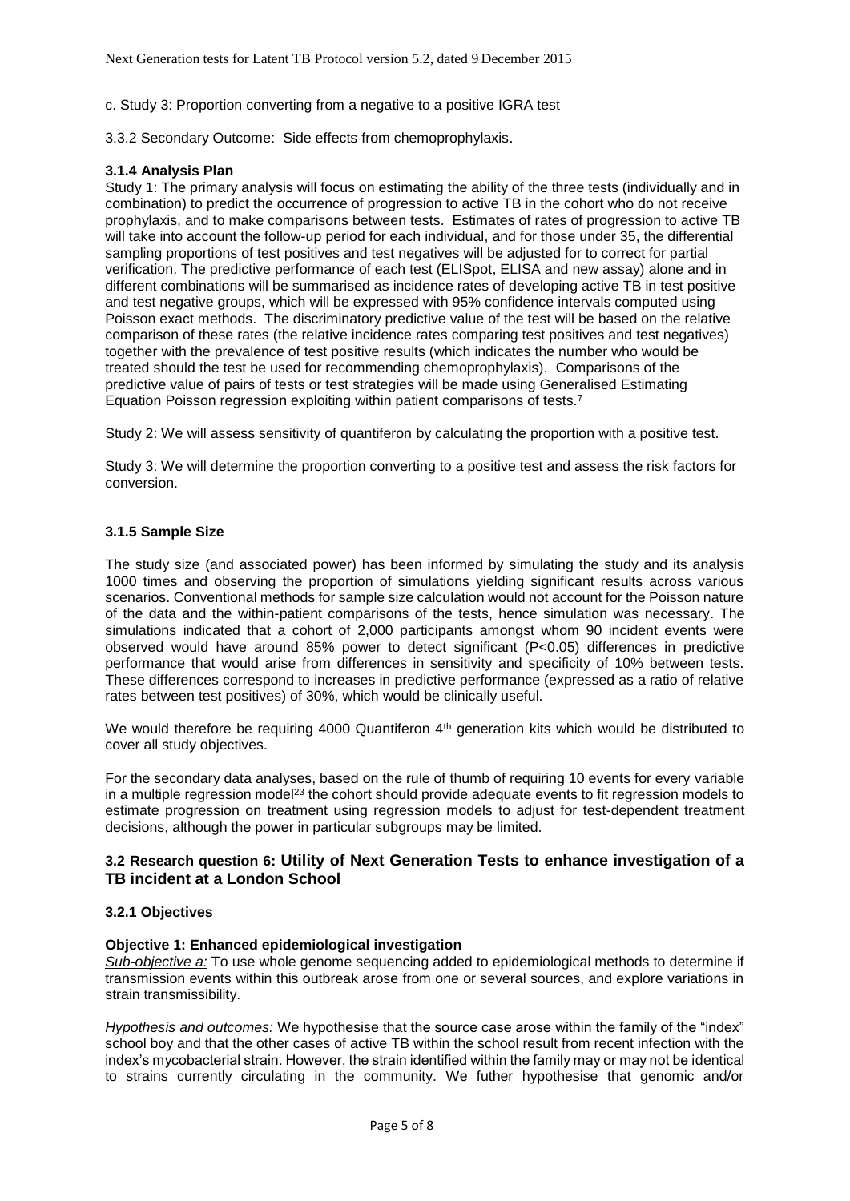c. Study 3: Proportion converting from a negative to a positive IGRA test

3.3.2 Secondary Outcome: Side effects from chemoprophylaxis.

### 3.1.4 Analysis Plan

Study 1: The primary analysis will focus on estimating the ability of the three tests (individually and in combination) to predict the occurrence of progression to active TB in the cohort who do not receive prophylaxis, and to make comparisons between tests. Estimates of rates of progression to active TB will take into account the follow-up period for each individual, and for those under 35, the differential sampling proportions of test positives and test negatives will be adjusted for to correct for partial verification. The predictive performance of each test (ELISpot, ELISA and new assay) alone and in different combinations will be summarised as incidence rates of developing active TB in test positive and test negative groups, which will be expressed with 95% confidence intervals computed using Poisson exact methods. The discriminatory predictive value of the test will be based on the relative comparison of these rates (the relative incidence rates comparing test positives and test negatives) together with the prevalence of test positive results (which indicates the number who would be treated should the test be used for recommending chemoprophylaxis). Comparisons of the predictive value of pairs of tests or test strategies will be made using Generalised Estimating Equation Poisson regression exploiting within patient comparisons of tests.[7]

Study 2: We will assess sensitivity of quantiferon by calculating the proportion with a positive test.

Study 3: We will determine the proportion converting to a positive test and assess the risk factors for conversion.

### 3.1.5 Sample Size

The study size (and associated power) has been informed by simulating the study and its analysis 1000 times and observing the proportion of simulations yielding significant results across various scenarios. Conventional methods for sample size calculation would not account for the Poisson nature of the data and the within-patient comparisons of the tests, hence simulation was necessary. The simulations indicated that a cohort of 2,000 participants amongst whom 90 incident events were observed would have around 85% power to detect significant ($P<0.05$) differences in predictive performance that would arise from differences in sensitivity and specificity of 10% between tests. These differences correspond to increases in predictive performance (expressed as a ratio of relative rates between test positives) of 30%, which would be clinically useful.

We would therefore be requiring 4000 Quantiferon 4th generation kits which would be distributed to cover all study objectives.

For the secondary data analyses, based on the rule of thumb of requiring 10 events for every variable in a multiple regression model[23] the cohort should provide adequate events to fit regression models to estimate progression on treatment using regression models to adjust for test-dependent treatment decisions, although the power in particular subgroups may be limited.

## 3.2 Research question 6: Utility of Next Generation Tests to enhance investigation of a TB incident at a London School

### 3.2.1 Objectives

**Objective 1: Enhanced epidemiological investigation**

*Sub-objective a:* To use whole genome sequencing added to epidemiological methods to determine if transmission events within this outbreak arose from one or several sources, and explore variations in strain transmissibility.

*Hypothesis and outcomes:* We hypothesise that the source case arose within the family of the "index" school boy and that the other cases of active TB within the school result from recent infection with the index's mycobacterial strain. However, the strain identified within the family may or may not be identical to strains currently circulating in the community. We futher hypothesise that genomic and/or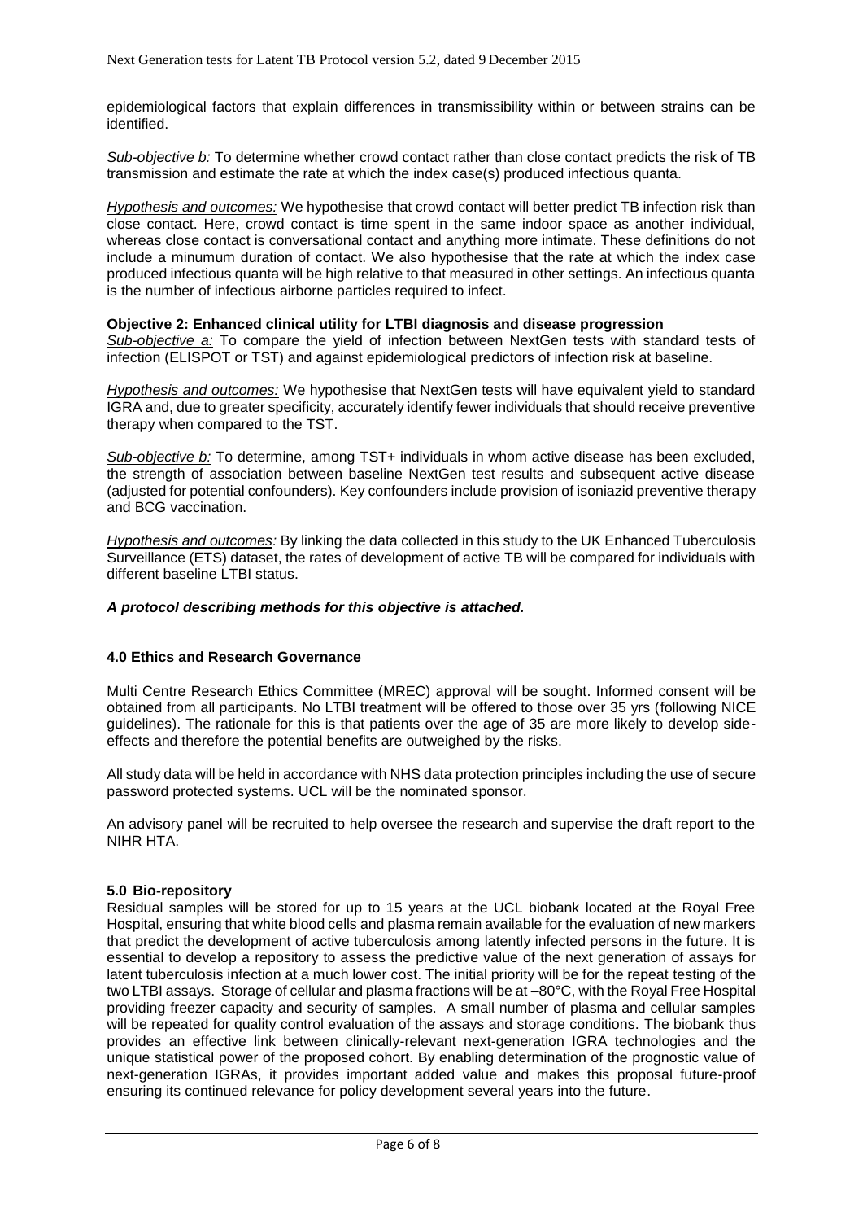epidemiological factors that explain differences in transmissibility within or between strains can be identified.

_Sub-objective b:_ To determine whether crowd contact rather than close contact predicts the risk of TB transmission and estimate the rate at which the index case(s) produced infectious quanta.

_Hypothesis and outcomes:_ We hypothesise that crowd contact will better predict TB infection risk than close contact. Here, crowd contact is time spent in the same indoor space as another individual, whereas close contact is conversational contact and anything more intimate. These definitions do not include a minumum duration of contact. We also hypothesise that the rate at which the index case produced infectious quanta will be high relative to that measured in other settings. An infectious quanta is the number of infectious airborne particles required to infect.

**Objective 2: Enhanced clinical utility for LTBI diagnosis and disease progression**

_Sub-objective a:_ To compare the yield of infection between NextGen tests with standard tests of infection (ELISPOT or TST) and against epidemiological predictors of infection risk at baseline.

_Hypothesis and outcomes:_ We hypothesise that NextGen tests will have equivalent yield to standard IGRA and, due to greater specificity, accurately identify fewer individuals that should receive preventive therapy when compared to the TST.

_Sub-objective b:_ To determine, among TST+ individuals in whom active disease has been excluded, the strength of association between baseline NextGen test results and subsequent active disease (adjusted for potential confounders). Key confounders include provision of isoniazid preventive therapy and BCG vaccination.

_Hypothesis and outcomes:_ By linking the data collected in this study to the UK Enhanced Tuberculosis Surveillance (ETS) dataset, the rates of development of active TB will be compared for individuals with different baseline LTBI status.

***A protocol describing methods for this objective is attached.***

### 4.0 Ethics and Research Governance

Multi Centre Research Ethics Committee (MREC) approval will be sought. Informed consent will be obtained from all participants. No LTBI treatment will be offered to those over 35 yrs (following NICE guidelines). The rationale for this is that patients over the age of 35 are more likely to develop side-effects and therefore the potential benefits are outweighed by the risks.

All study data will be held in accordance with NHS data protection principles including the use of secure password protected systems. UCL will be the nominated sponsor.

An advisory panel will be recruited to help oversee the research and supervise the draft report to the NIHR HTA.

### 5.0 Bio-repository

Residual samples will be stored for up to 15 years at the UCL biobank located at the Royal Free Hospital, ensuring that white blood cells and plasma remain available for the evaluation of new markers that predict the development of active tuberculosis among latently infected persons in the future. It is essential to develop a repository to assess the predictive value of the next generation of assays for latent tuberculosis infection at a much lower cost. The initial priority will be for the repeat testing of the two LTBI assays. Storage of cellular and plasma fractions will be at –80°C, with the Royal Free Hospital providing freezer capacity and security of samples. A small number of plasma and cellular samples will be repeated for quality control evaluation of the assays and storage conditions. The biobank thus provides an effective link between clinically-relevant next-generation IGRA technologies and the unique statistical power of the proposed cohort. By enabling determination of the prognostic value of next-generation IGRAs, it provides important added value and makes this proposal future-proof ensuring its continued relevance for policy development several years into the future.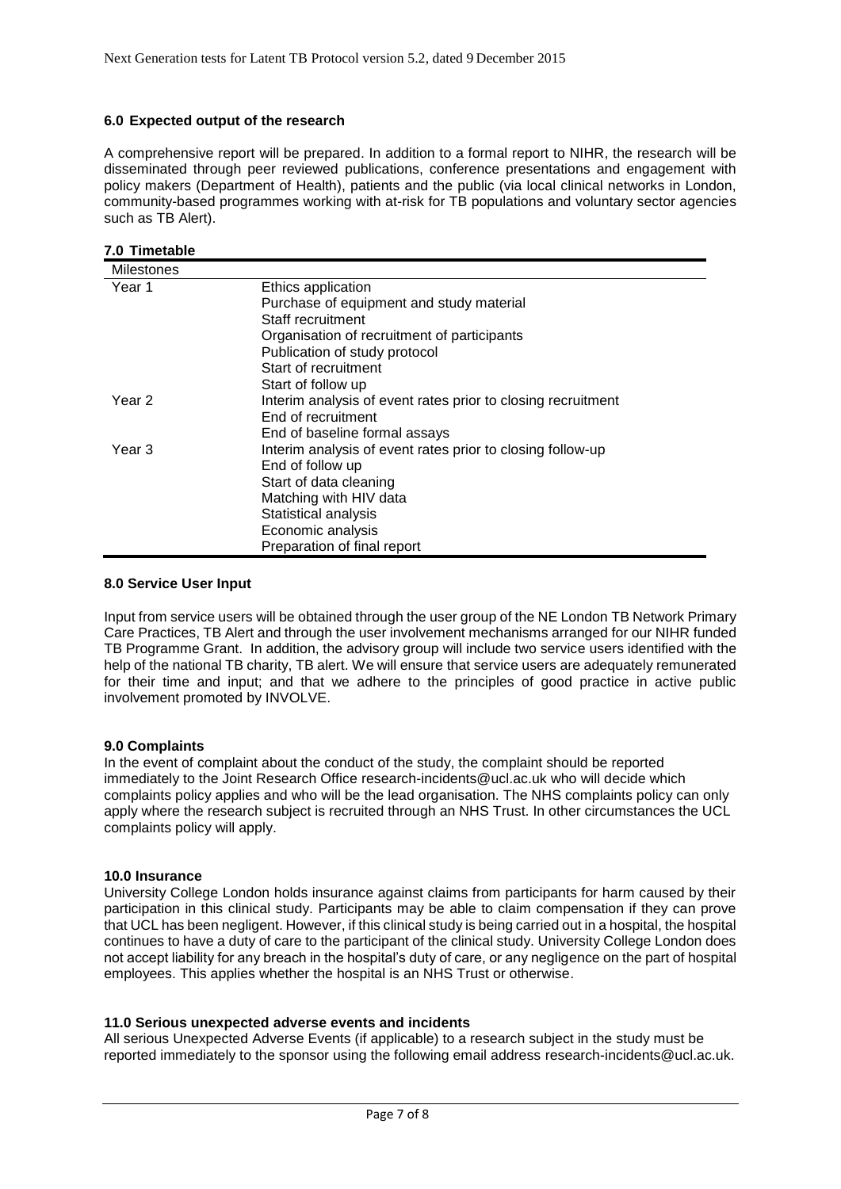## 6.0 Expected output of the research

A comprehensive report will be prepared. In addition to a formal report to NIHR, the research will be disseminated through peer reviewed publications, conference presentations and engagement with policy makers (Department of Health), patients and the public (via local clinical networks in London, community-based programmes working with at-risk for TB populations and voluntary sector agencies such as TB Alert).

## 7.0 Timetable

| Milestones | |
|---|---|
| Year 1 | Ethics application |
| | Purchase of equipment and study material |
| | Staff recruitment |
| | Organisation of recruitment of participants |
| | Publication of study protocol |
| | Start of recruitment |
| | Start of follow up |
| Year 2 | Interim analysis of event rates prior to closing recruitment |
| | End of recruitment |
| | End of baseline formal assays |
| Year 3 | Interim analysis of event rates prior to closing follow-up |
| | End of follow up |
| | Start of data cleaning |
| | Matching with HIV data |
| | Statistical analysis |
| | Economic analysis |
| | Preparation of final report |

## 8.0 Service User Input

Input from service users will be obtained through the user group of the NE London TB Network Primary Care Practices, TB Alert and through the user involvement mechanisms arranged for our NIHR funded TB Programme Grant. In addition, the advisory group will include two service users identified with the help of the national TB charity, TB alert. We will ensure that service users are adequately remunerated for their time and input; and that we adhere to the principles of good practice in active public involvement promoted by INVOLVE.

## 9.0 Complaints

In the event of complaint about the conduct of the study, the complaint should be reported immediately to the Joint Research Office research-incidents@ucl.ac.uk who will decide which complaints policy applies and who will be the lead organisation. The NHS complaints policy can only apply where the research subject is recruited through an NHS Trust. In other circumstances the UCL complaints policy will apply.

## 10.0 Insurance

University College London holds insurance against claims from participants for harm caused by their participation in this clinical study. Participants may be able to claim compensation if they can prove that UCL has been negligent. However, if this clinical study is being carried out in a hospital, the hospital continues to have a duty of care to the participant of the clinical study. University College London does not accept liability for any breach in the hospital's duty of care, or any negligence on the part of hospital employees. This applies whether the hospital is an NHS Trust or otherwise.

## 11.0 Serious unexpected adverse events and incidents

All serious Unexpected Adverse Events (if applicable) to a research subject in the study must be reported immediately to the sponsor using the following email address research-incidents@ucl.ac.uk.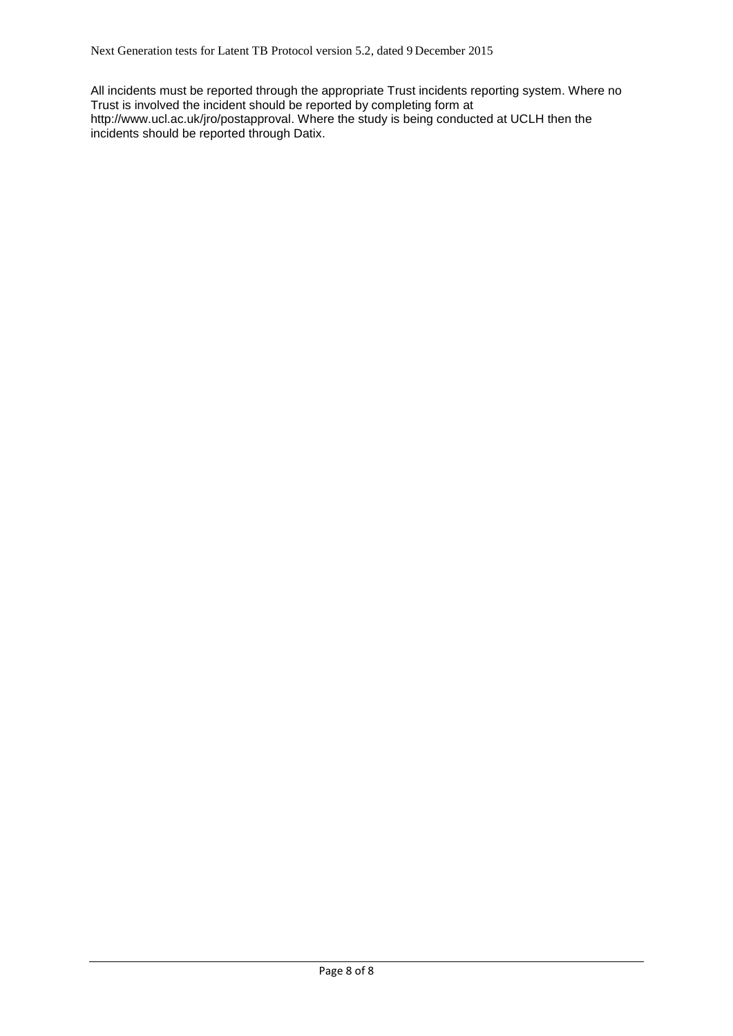All incidents must be reported through the appropriate Trust incidents reporting system. Where no Trust is involved the incident should be reported by completing form at http://www.ucl.ac.uk/jro/postapproval. Where the study is being conducted at UCLH then the incidents should be reported through Datix.